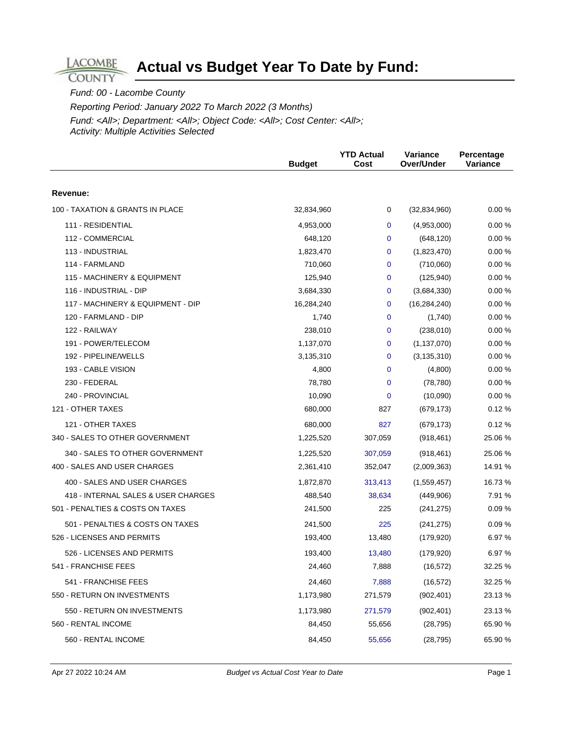LACOMBE COUNTY

# Actual vs Budget Year To Date by Fund:

*Fund: 00 - Lacombe County*

*Reporting Period: January 2022 To March 2022 (3 Months)*

*Fund: <All>; Department: <All>; Object Code: <All>; Cost Center: <All>; Activity: Multiple Activities Selected*

| | Budget | YTD Actual Cost | Variance Over/Under | Percentage Variance |
|---|---|---|---|---|
| **Revenue:** | | | | |
| 100 - TAXATION & GRANTS IN PLACE | 32,834,960 | 0 | (32,834,960) | 0.00 % |
| 111 - RESIDENTIAL | 4,953,000 | 0 | (4,953,000) | 0.00 % |
| 112 - COMMERCIAL | 648,120 | 0 | (648,120) | 0.00 % |
| 113 - INDUSTRIAL | 1,823,470 | 0 | (1,823,470) | 0.00 % |
| 114 - FARMLAND | 710,060 | 0 | (710,060) | 0.00 % |
| 115 - MACHINERY & EQUIPMENT | 125,940 | 0 | (125,940) | 0.00 % |
| 116 - INDUSTRIAL - DIP | 3,684,330 | 0 | (3,684,330) | 0.00 % |
| 117 - MACHINERY & EQUIPMENT - DIP | 16,284,240 | 0 | (16,284,240) | 0.00 % |
| 120 - FARMLAND - DIP | 1,740 | 0 | (1,740) | 0.00 % |
| 122 - RAILWAY | 238,010 | 0 | (238,010) | 0.00 % |
| 191 - POWER/TELECOM | 1,137,070 | 0 | (1,137,070) | 0.00 % |
| 192 - PIPELINE/WELLS | 3,135,310 | 0 | (3,135,310) | 0.00 % |
| 193 - CABLE VISION | 4,800 | 0 | (4,800) | 0.00 % |
| 230 - FEDERAL | 78,780 | 0 | (78,780) | 0.00 % |
| 240 - PROVINCIAL | 10,090 | 0 | (10,090) | 0.00 % |
| 121 - OTHER TAXES | 680,000 | 827 | (679,173) | 0.12 % |
| 121 - OTHER TAXES | 680,000 | 827 | (679,173) | 0.12 % |
| 340 - SALES TO OTHER GOVERNMENT | 1,225,520 | 307,059 | (918,461) | 25.06 % |
| 340 - SALES TO OTHER GOVERNMENT | 1,225,520 | 307,059 | (918,461) | 25.06 % |
| 400 - SALES AND USER CHARGES | 2,361,410 | 352,047 | (2,009,363) | 14.91 % |
| 400 - SALES AND USER CHARGES | 1,872,870 | 313,413 | (1,559,457) | 16.73 % |
| 418 - INTERNAL SALES & USER CHARGES | 488,540 | 38,634 | (449,906) | 7.91 % |
| 501 - PENALTIES & COSTS ON TAXES | 241,500 | 225 | (241,275) | 0.09 % |
| 501 - PENALTIES & COSTS ON TAXES | 241,500 | 225 | (241,275) | 0.09 % |
| 526 - LICENSES AND PERMITS | 193,400 | 13,480 | (179,920) | 6.97 % |
| 526 - LICENSES AND PERMITS | 193,400 | 13,480 | (179,920) | 6.97 % |
| 541 - FRANCHISE FEES | 24,460 | 7,888 | (16,572) | 32.25 % |
| 541 - FRANCHISE FEES | 24,460 | 7,888 | (16,572) | 32.25 % |
| 550 - RETURN ON INVESTMENTS | 1,173,980 | 271,579 | (902,401) | 23.13 % |
| 550 - RETURN ON INVESTMENTS | 1,173,980 | 271,579 | (902,401) | 23.13 % |
| 560 - RENTAL INCOME | 84,450 | 55,656 | (28,795) | 65.90 % |
| 560 - RENTAL INCOME | 84,450 | 55,656 | (28,795) | 65.90 % |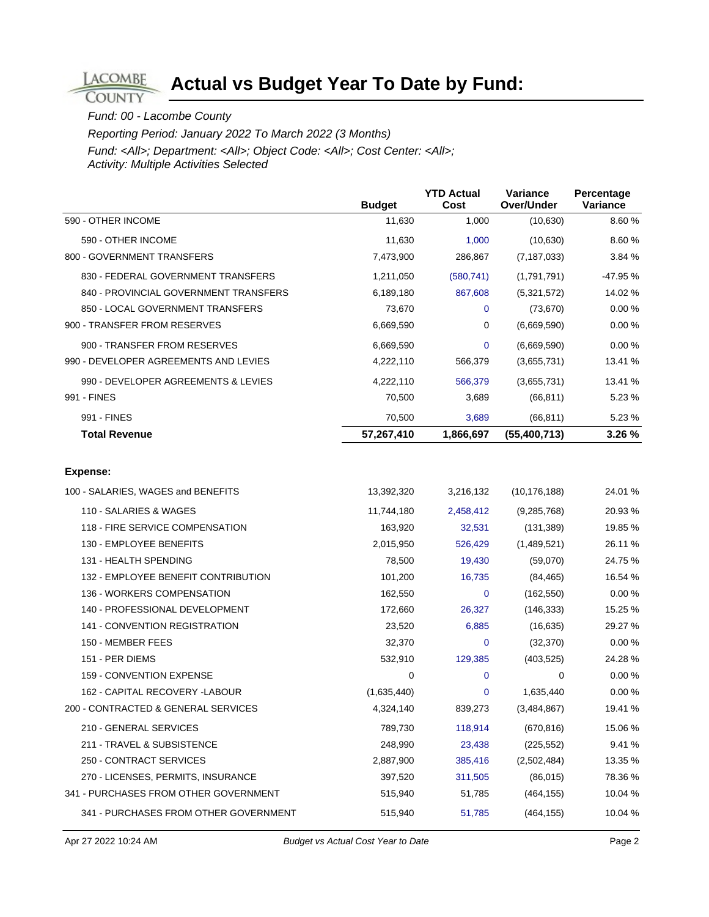# Actual vs Budget Year To Date by Fund:

*Fund: 00 - Lacombe County*

*Reporting Period: January 2022 To March 2022 (3 Months)*

*Fund: <All>; Department: <All>; Object Code: <All>; Cost Center: <All>; Activity: Multiple Activities Selected*

| | Budget | YTD Actual Cost | Variance Over/Under | Percentage Variance |
|---|---|---|---|---|
| 590 - OTHER INCOME | 11,630 | 1,000 | (10,630) | 8.60 % |
| 590 - OTHER INCOME | 11,630 | 1,000 | (10,630) | 8.60 % |
| 800 - GOVERNMENT TRANSFERS | 7,473,900 | 286,867 | (7,187,033) | 3.84 % |
| 830 - FEDERAL GOVERNMENT TRANSFERS | 1,211,050 | (580,741) | (1,791,791) | -47.95 % |
| 840 - PROVINCIAL GOVERNMENT TRANSFERS | 6,189,180 | 867,608 | (5,321,572) | 14.02 % |
| 850 - LOCAL GOVERNMENT TRANSFERS | 73,670 | 0 | (73,670) | 0.00 % |
| 900 - TRANSFER FROM RESERVES | 6,669,590 | 0 | (6,669,590) | 0.00 % |
| 900 - TRANSFER FROM RESERVES | 6,669,590 | 0 | (6,669,590) | 0.00 % |
| 990 - DEVELOPER AGREEMENTS AND LEVIES | 4,222,110 | 566,379 | (3,655,731) | 13.41 % |
| 990 - DEVELOPER AGREEMENTS & LEVIES | 4,222,110 | 566,379 | (3,655,731) | 13.41 % |
| 991 - FINES | 70,500 | 3,689 | (66,811) | 5.23 % |
| 991 - FINES | 70,500 | 3,689 | (66,811) | 5.23 % |
| **Total Revenue** | **57,267,410** | **1,866,697** | **(55,400,713)** | **3.26 %** |
| **Expense:** | | | | |
| 100 - SALARIES, WAGES and BENEFITS | 13,392,320 | 3,216,132 | (10,176,188) | 24.01 % |
| 110 - SALARIES & WAGES | 11,744,180 | 2,458,412 | (9,285,768) | 20.93 % |
| 118 - FIRE SERVICE COMPENSATION | 163,920 | 32,531 | (131,389) | 19.85 % |
| 130 - EMPLOYEE BENEFITS | 2,015,950 | 526,429 | (1,489,521) | 26.11 % |
| 131 - HEALTH SPENDING | 78,500 | 19,430 | (59,070) | 24.75 % |
| 132 - EMPLOYEE BENEFIT CONTRIBUTION | 101,200 | 16,735 | (84,465) | 16.54 % |
| 136 - WORKERS COMPENSATION | 162,550 | 0 | (162,550) | 0.00 % |
| 140 - PROFESSIONAL DEVELOPMENT | 172,660 | 26,327 | (146,333) | 15.25 % |
| 141 - CONVENTION REGISTRATION | 23,520 | 6,885 | (16,635) | 29.27 % |
| 150 - MEMBER FEES | 32,370 | 0 | (32,370) | 0.00 % |
| 151 - PER DIEMS | 532,910 | 129,385 | (403,525) | 24.28 % |
| 159 - CONVENTION EXPENSE | 0 | 0 | 0 | 0.00 % |
| 162 - CAPITAL RECOVERY -LABOUR | (1,635,440) | 0 | 1,635,440 | 0.00 % |
| 200 - CONTRACTED & GENERAL SERVICES | 4,324,140 | 839,273 | (3,484,867) | 19.41 % |
| 210 - GENERAL SERVICES | 789,730 | 118,914 | (670,816) | 15.06 % |
| 211 - TRAVEL & SUBSISTENCE | 248,990 | 23,438 | (225,552) | 9.41 % |
| 250 - CONTRACT SERVICES | 2,887,900 | 385,416 | (2,502,484) | 13.35 % |
| 270 - LICENSES, PERMITS, INSURANCE | 397,520 | 311,505 | (86,015) | 78.36 % |
| 341 - PURCHASES FROM OTHER GOVERNMENT | 515,940 | 51,785 | (464,155) | 10.04 % |
| 341 - PURCHASES FROM OTHER GOVERNMENT | 515,940 | 51,785 | (464,155) | 10.04 % |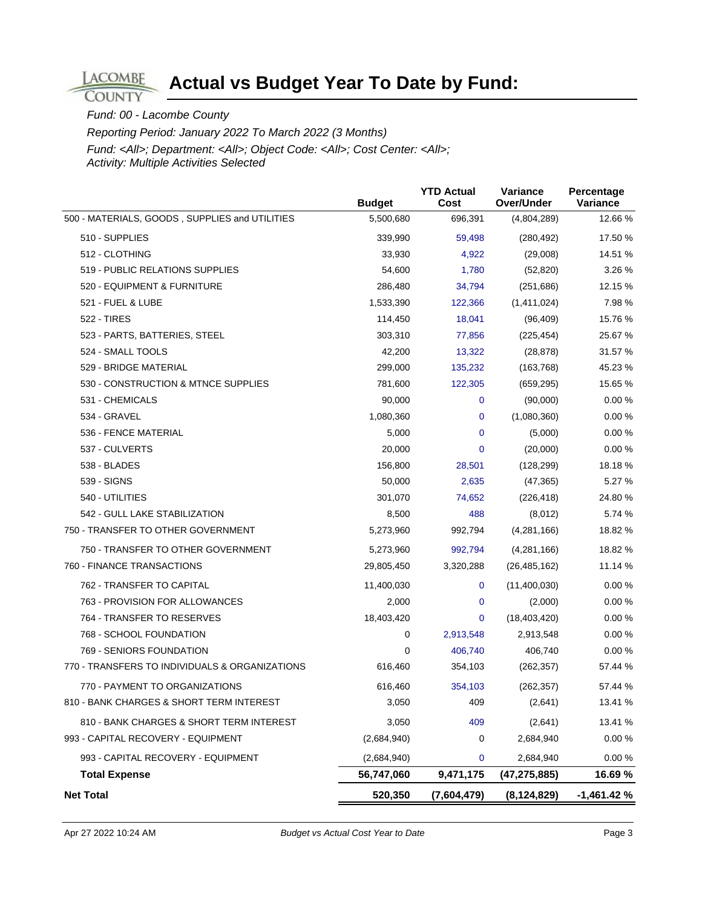LACOMBE COUNTY

# Actual vs Budget Year To Date by Fund:

*Fund: 00 - Lacombe County*

*Reporting Period: January 2022 To March 2022 (3 Months)*

*Fund: <All>; Department: <All>; Object Code: <All>; Cost Center: <All>; Activity: Multiple Activities Selected*

| | Budget | YTD Actual Cost | Variance Over/Under | Percentage Variance |
|---|---|---|---|---|
| 500 - MATERIALS, GOODS , SUPPLIES and UTILITIES | 5,500,680 | 696,391 | (4,804,289) | 12.66 % |
| 510 - SUPPLIES | 339,990 | 59,498 | (280,492) | 17.50 % |
| 512 - CLOTHING | 33,930 | 4,922 | (29,008) | 14.51 % |
| 519 - PUBLIC RELATIONS SUPPLIES | 54,600 | 1,780 | (52,820) | 3.26 % |
| 520 - EQUIPMENT & FURNITURE | 286,480 | 34,794 | (251,686) | 12.15 % |
| 521 - FUEL & LUBE | 1,533,390 | 122,366 | (1,411,024) | 7.98 % |
| 522 - TIRES | 114,450 | 18,041 | (96,409) | 15.76 % |
| 523 - PARTS, BATTERIES, STEEL | 303,310 | 77,856 | (225,454) | 25.67 % |
| 524 - SMALL TOOLS | 42,200 | 13,322 | (28,878) | 31.57 % |
| 529 - BRIDGE MATERIAL | 299,000 | 135,232 | (163,768) | 45.23 % |
| 530 - CONSTRUCTION & MTNCE SUPPLIES | 781,600 | 122,305 | (659,295) | 15.65 % |
| 531 - CHEMICALS | 90,000 | 0 | (90,000) | 0.00 % |
| 534 - GRAVEL | 1,080,360 | 0 | (1,080,360) | 0.00 % |
| 536 - FENCE MATERIAL | 5,000 | 0 | (5,000) | 0.00 % |
| 537 - CULVERTS | 20,000 | 0 | (20,000) | 0.00 % |
| 538 - BLADES | 156,800 | 28,501 | (128,299) | 18.18 % |
| 539 - SIGNS | 50,000 | 2,635 | (47,365) | 5.27 % |
| 540 - UTILITIES | 301,070 | 74,652 | (226,418) | 24.80 % |
| 542 - GULL LAKE STABILIZATION | 8,500 | 488 | (8,012) | 5.74 % |
| 750 - TRANSFER TO OTHER GOVERNMENT | 5,273,960 | 992,794 | (4,281,166) | 18.82 % |
| 750 - TRANSFER TO OTHER GOVERNMENT | 5,273,960 | 992,794 | (4,281,166) | 18.82 % |
| 760 - FINANCE TRANSACTIONS | 29,805,450 | 3,320,288 | (26,485,162) | 11.14 % |
| 762 - TRANSFER TO CAPITAL | 11,400,030 | 0 | (11,400,030) | 0.00 % |
| 763 - PROVISION FOR ALLOWANCES | 2,000 | 0 | (2,000) | 0.00 % |
| 764 - TRANSFER TO RESERVES | 18,403,420 | 0 | (18,403,420) | 0.00 % |
| 768 - SCHOOL FOUNDATION | 0 | 2,913,548 | 2,913,548 | 0.00 % |
| 769 - SENIORS FOUNDATION | 0 | 406,740 | 406,740 | 0.00 % |
| 770 - TRANSFERS TO INDIVIDUALS & ORGANIZATIONS | 616,460 | 354,103 | (262,357) | 57.44 % |
| 770 - PAYMENT TO ORGANIZATIONS | 616,460 | 354,103 | (262,357) | 57.44 % |
| 810 - BANK CHARGES & SHORT TERM INTEREST | 3,050 | 409 | (2,641) | 13.41 % |
| 810 - BANK CHARGES & SHORT TERM INTEREST | 3,050 | 409 | (2,641) | 13.41 % |
| 993 - CAPITAL RECOVERY - EQUIPMENT | (2,684,940) | 0 | 2,684,940 | 0.00 % |
| 993 - CAPITAL RECOVERY - EQUIPMENT | (2,684,940) | 0 | 2,684,940 | 0.00 % |
| **Total Expense** | **56,747,060** | **9,471,175** | **(47,275,885)** | **16.69 %** |
| **Net Total** | **520,350** | **(7,604,479)** | **(8,124,829)** | **-1,461.42 %** |

Apr 27 2022 10:24 AM — *Budget vs Actual Cost Year to Date*